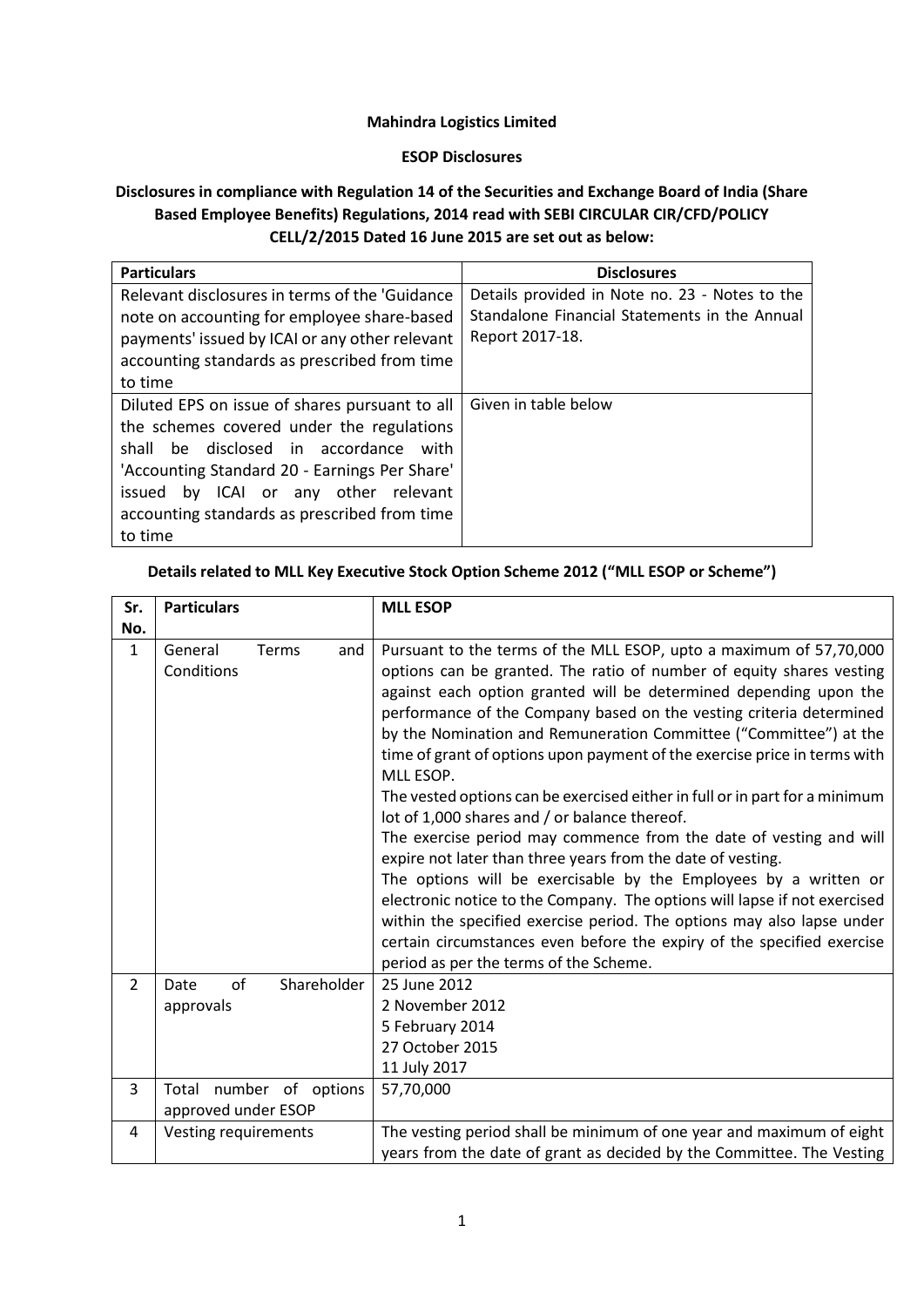**Mahindra Logistics Limited**

**ESOP Disclosures**

**Disclosures in compliance with Regulation 14 of the Securities and Exchange Board of India (Share Based Employee Benefits) Regulations, 2014 read with SEBI CIRCULAR CIR/CFD/POLICY CELL/2/2015 Dated 16 June 2015 are set out as below:**

| Particulars | Disclosures |
| --- | --- |
| Relevant disclosures in terms of the 'Guidance note on accounting for employee share-based payments' issued by ICAI or any other relevant accounting standards as prescribed from time to time | Details provided in Note no. 23 - Notes to the Standalone Financial Statements in the Annual Report 2017-18. |
| Diluted EPS on issue of shares pursuant to all the schemes covered under the regulations shall be disclosed in accordance with 'Accounting Standard 20 - Earnings Per Share' issued by ICAI or any other relevant accounting standards as prescribed from time to time | Given in table below |

**Details related to MLL Key Executive Stock Option Scheme 2012 ("MLL ESOP or Scheme")**

| Sr. No. | Particulars | MLL ESOP |
| --- | --- | --- |
| 1 | General Terms and Conditions | Pursuant to the terms of the MLL ESOP, upto a maximum of 57,70,000 options can be granted. The ratio of number of equity shares vesting against each option granted will be determined depending upon the performance of the Company based on the vesting criteria determined by the Nomination and Remuneration Committee ("Committee") at the time of grant of options upon payment of the exercise price in terms with MLL ESOP.<br>The vested options can be exercised either in full or in part for a minimum lot of 1,000 shares and / or balance thereof.<br>The exercise period may commence from the date of vesting and will expire not later than three years from the date of vesting.<br>The options will be exercisable by the Employees by a written or electronic notice to the Company. The options will lapse if not exercised within the specified exercise period. The options may also lapse under certain circumstances even before the expiry of the specified exercise period as per the terms of the Scheme. |
| 2 | Date of Shareholder approvals | 25 June 2012<br>2 November 2012<br>5 February 2014<br>27 October 2015<br>11 July 2017 |
| 3 | Total number of options approved under ESOP | 57,70,000 |
| 4 | Vesting requirements | The vesting period shall be minimum of one year and maximum of eight years from the date of grant as decided by the Committee. The Vesting |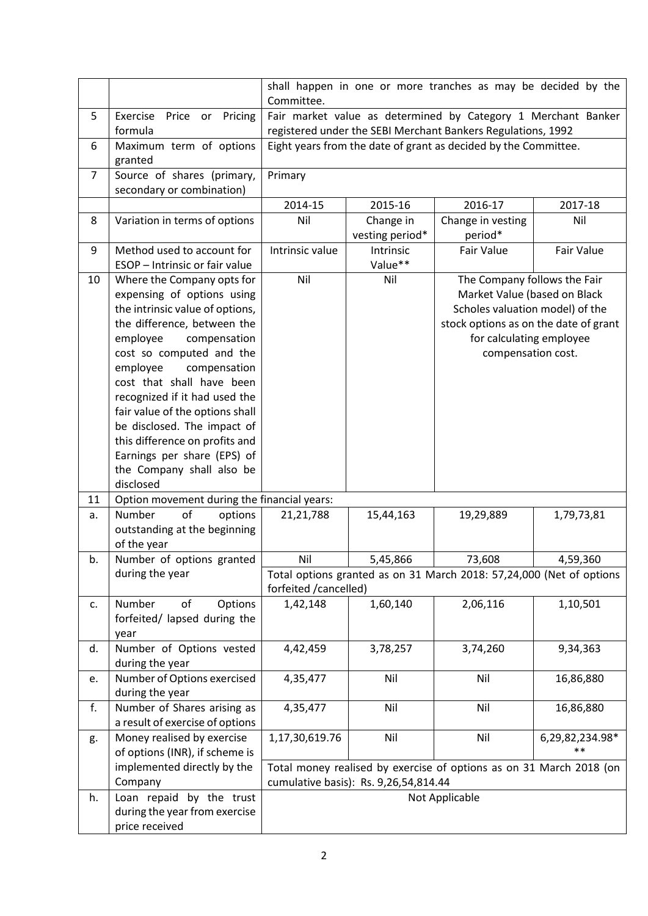| | | | | | |
|---|---|---|---|---|---|
| | | shall happen in one or more tranches as may be decided by the Committee. | | | |
| 5 | Exercise Price or Pricing formula | Fair market value as determined by Category 1 Merchant Banker registered under the SEBI Merchant Bankers Regulations, 1992 | | | |
| 6 | Maximum term of options granted | Eight years from the date of grant as decided by the Committee. | | | |
| 7 | Source of shares (primary, secondary or combination) | Primary | | | |
| | | 2014-15 | 2015-16 | 2016-17 | 2017-18 |
| 8 | Variation in terms of options | Nil | Change in vesting period* | Change in vesting period* | Nil |
| 9 | Method used to account for ESOP – Intrinsic or fair value | Intrinsic value | Intrinsic Value** | Fair Value | Fair Value |
| 10 | Where the Company opts for expensing of options using the intrinsic value of options, the difference, between the employee compensation cost so computed and the employee compensation cost that shall have been recognized if it had used the fair value of the options shall be disclosed. The impact of this difference on profits and Earnings per share (EPS) of the Company shall also be disclosed | Nil | Nil | The Company follows the Fair Market Value (based on Black Scholes valuation model) of the stock options as on the date of grant for calculating employee compensation cost. | |
| 11 | Option movement during the financial years: | | | | |
| a. | Number of options outstanding at the beginning of the year | 21,21,788 | 15,44,163 | 19,29,889 | 1,79,73,81 |
| b. | Number of options granted during the year | Nil | 5,45,866 | 73,608 | 4,59,360 |
| | | Total options granted as on 31 March 2018: 57,24,000 (Net of options forfeited /cancelled) | | | |
| c. | Number of Options forfeited/ lapsed during the year | 1,42,148 | 1,60,140 | 2,06,116 | 1,10,501 |
| d. | Number of Options vested during the year | 4,42,459 | 3,78,257 | 3,74,260 | 9,34,363 |
| e. | Number of Options exercised during the year | 4,35,477 | Nil | Nil | 16,86,880 |
| f. | Number of Shares arising as a result of exercise of options | 4,35,477 | Nil | Nil | 16,86,880 |
| g. | Money realised by exercise of options (INR), if scheme is implemented directly by the Company | 1,17,30,619.76 | Nil | Nil | 6,29,82,234.98*** |
| | | Total money realised by exercise of options as on 31 March 2018 (on cumulative basis): Rs. 9,26,54,814.44 | | | |
| h. | Loan repaid by the trust during the year from exercise price received | Not Applicable | | | |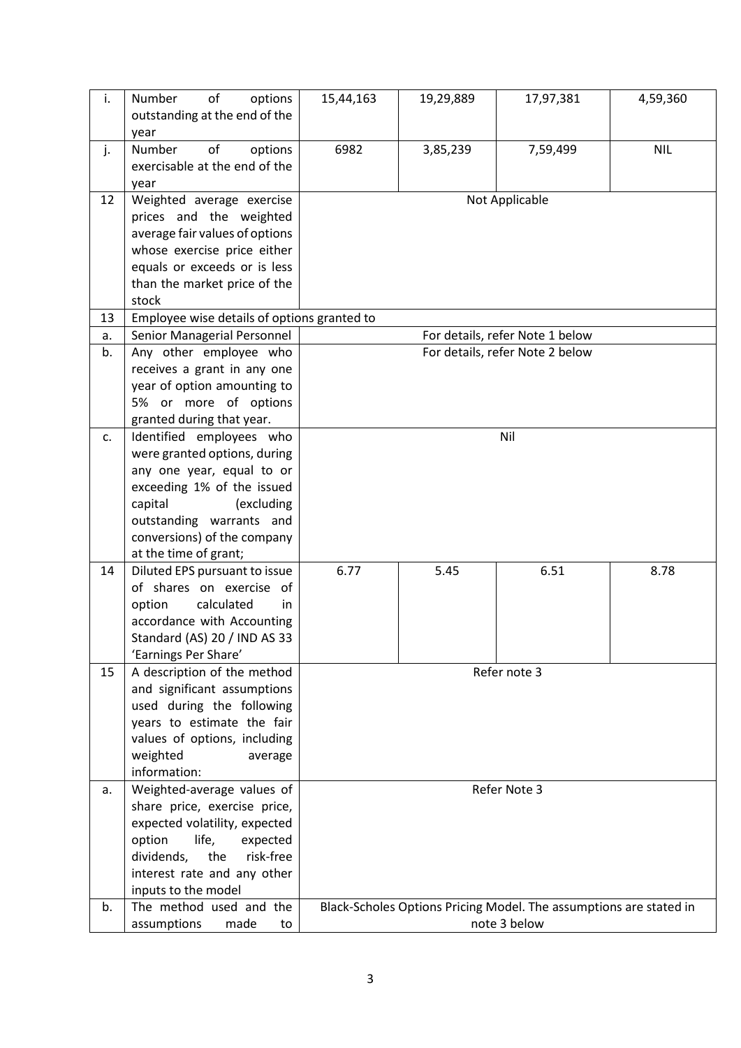| | | | | | |
|---|---|---|---|---|---|
| i. | Number of options outstanding at the end of the year | 15,44,163 | 19,29,889 | 17,97,381 | 4,59,360 |
| j. | Number of options exercisable at the end of the year | 6982 | 3,85,239 | 7,59,499 | NIL |
| 12 | Weighted average exercise prices and the weighted average fair values of options whose exercise price either equals or exceeds or is less than the market price of the stock | Not Applicable | | | |
| 13 | Employee wise details of options granted to | | | | |
| a. | Senior Managerial Personnel | For details, refer Note 1 below | | | |
| b. | Any other employee who receives a grant in any one year of option amounting to 5% or more of options granted during that year. | For details, refer Note 2 below | | | |
| c. | Identified employees who were granted options, during any one year, equal to or exceeding 1% of the issued capital (excluding outstanding warrants and conversions) of the company at the time of grant; | Nil | | | |
| 14 | Diluted EPS pursuant to issue of shares on exercise of option calculated in accordance with Accounting Standard (AS) 20 / IND AS 33 'Earnings Per Share' | 6.77 | 5.45 | 6.51 | 8.78 |
| 15 | A description of the method and significant assumptions used during the following years to estimate the fair values of options, including weighted average information: | Refer note 3 | | | |
| a. | Weighted-average values of share price, exercise price, expected volatility, expected option life, expected dividends, the risk-free interest rate and any other inputs to the model | Refer Note 3 | | | |
| b. | The method used and the assumptions made to | Black-Scholes Options Pricing Model. The assumptions are stated in note 3 below | | | |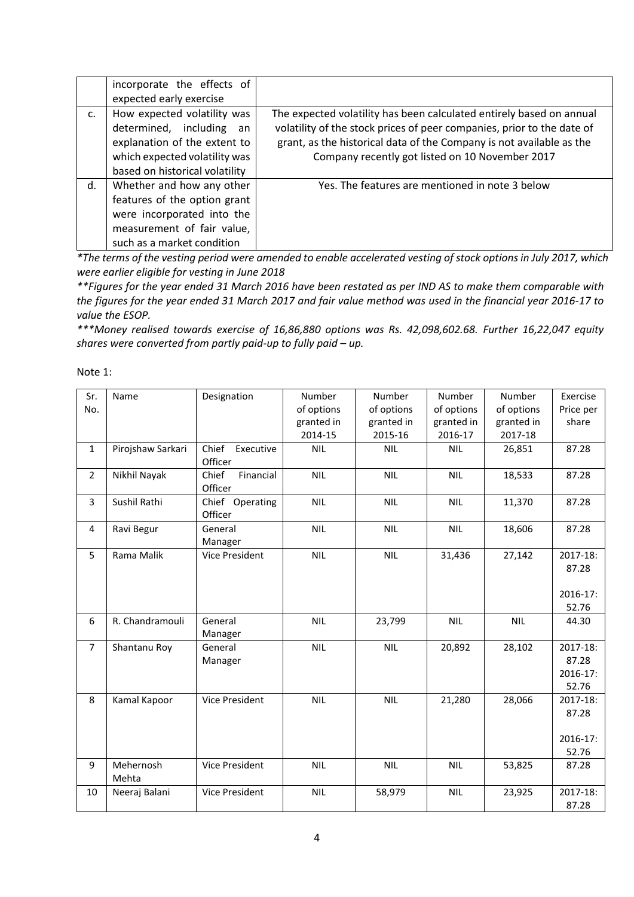|  | incorporate the effects of expected early exercise |  |
|---|---|---|
| c. | How expected volatility was determined, including an explanation of the extent to which expected volatility was based on historical volatility | The expected volatility has been calculated entirely based on annual volatility of the stock prices of peer companies, prior to the date of grant, as the historical data of the Company is not available as the Company recently got listed on 10 November 2017 |
| d. | Whether and how any other features of the option grant were incorporated into the measurement of fair value, such as a market condition | Yes. The features are mentioned in note 3 below |

*\*The terms of the vesting period were amended to enable accelerated vesting of stock options in July 2017, which were earlier eligible for vesting in June 2018*

*\*\*Figures for the year ended 31 March 2016 have been restated as per IND AS to make them comparable with the figures for the year ended 31 March 2017 and fair value method was used in the financial year 2016-17 to value the ESOP.*

*\*\*\*Money realised towards exercise of 16,86,880 options was Rs. 42,098,602.68. Further 16,22,047 equity shares were converted from partly paid-up to fully paid – up.*

Note 1:

| Sr. No. | Name | Designation | Number of options granted in 2014-15 | Number of options granted in 2015-16 | Number of options granted in 2016-17 | Number of options granted in 2017-18 | Exercise Price per share |
|---|---|---|---|---|---|---|---|
| 1 | Pirojshaw Sarkari | Chief Executive Officer | NIL | NIL | NIL | 26,851 | 87.28 |
| 2 | Nikhil Nayak | Chief Financial Officer | NIL | NIL | NIL | 18,533 | 87.28 |
| 3 | Sushil Rathi | Chief Operating Officer | NIL | NIL | NIL | 11,370 | 87.28 |
| 4 | Ravi Begur | General Manager | NIL | NIL | NIL | 18,606 | 87.28 |
| 5 | Rama Malik | Vice President | NIL | NIL | 31,436 | 27,142 | 2017-18: 87.28<br><br>2016-17: 52.76 |
| 6 | R. Chandramouli | General Manager | NIL | 23,799 | NIL | NIL | 44.30 |
| 7 | Shantanu Roy | General Manager | NIL | NIL | 20,892 | 28,102 | 2017-18: 87.28<br>2016-17: 52.76 |
| 8 | Kamal Kapoor | Vice President | NIL | NIL | 21,280 | 28,066 | 2017-18: 87.28<br><br>2016-17: 52.76 |
| 9 | Mehernosh Mehta | Vice President | NIL | NIL | NIL | 53,825 | 87.28 |
| 10 | Neeraj Balani | Vice President | NIL | 58,979 | NIL | 23,925 | 2017-18: 87.28 |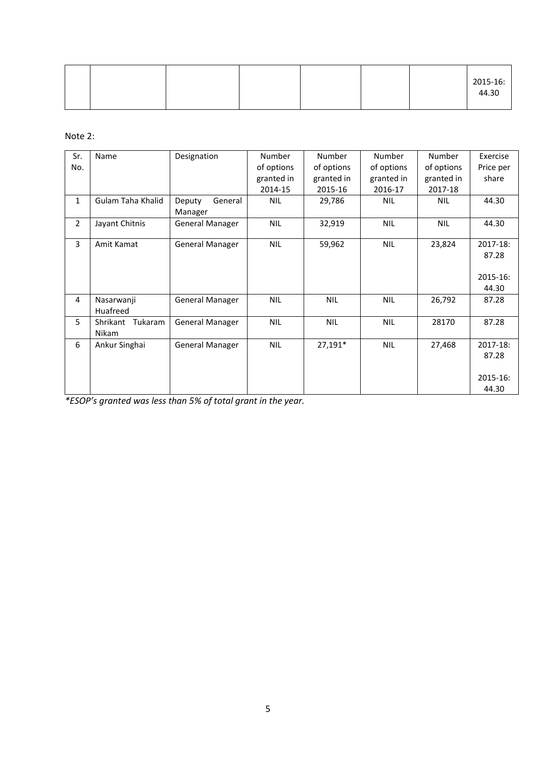| | | | | | | 2015-16: 44.30 |
|---|---|---|---|---|---|---|

Note 2:

| Sr. No. | Name | Designation | Number of options granted in 2014-15 | Number of options granted in 2015-16 | Number of options granted in 2016-17 | Number of options granted in 2017-18 | Exercise Price per share |
|---|---|---|---|---|---|---|---|
| 1 | Gulam Taha Khalid | Deputy General Manager | NIL | 29,786 | NIL | NIL | 44.30 |
| 2 | Jayant Chitnis | General Manager | NIL | 32,919 | NIL | NIL | 44.30 |
| 3 | Amit Kamat | General Manager | NIL | 59,962 | NIL | 23,824 | 2017-18: 87.28<br><br>2015-16: 44.30 |
| 4 | Nasarwanji Huafreed | General Manager | NIL | NIL | NIL | 26,792 | 87.28 |
| 5 | Shrikant Tukaram Nikam | General Manager | NIL | NIL | NIL | 28170 | 87.28 |
| 6 | Ankur Singhai | General Manager | NIL | 27,191* | NIL | 27,468 | 2017-18: 87.28<br><br>2015-16: 44.30 |

*\*ESOP's granted was less than 5% of total grant in the year.*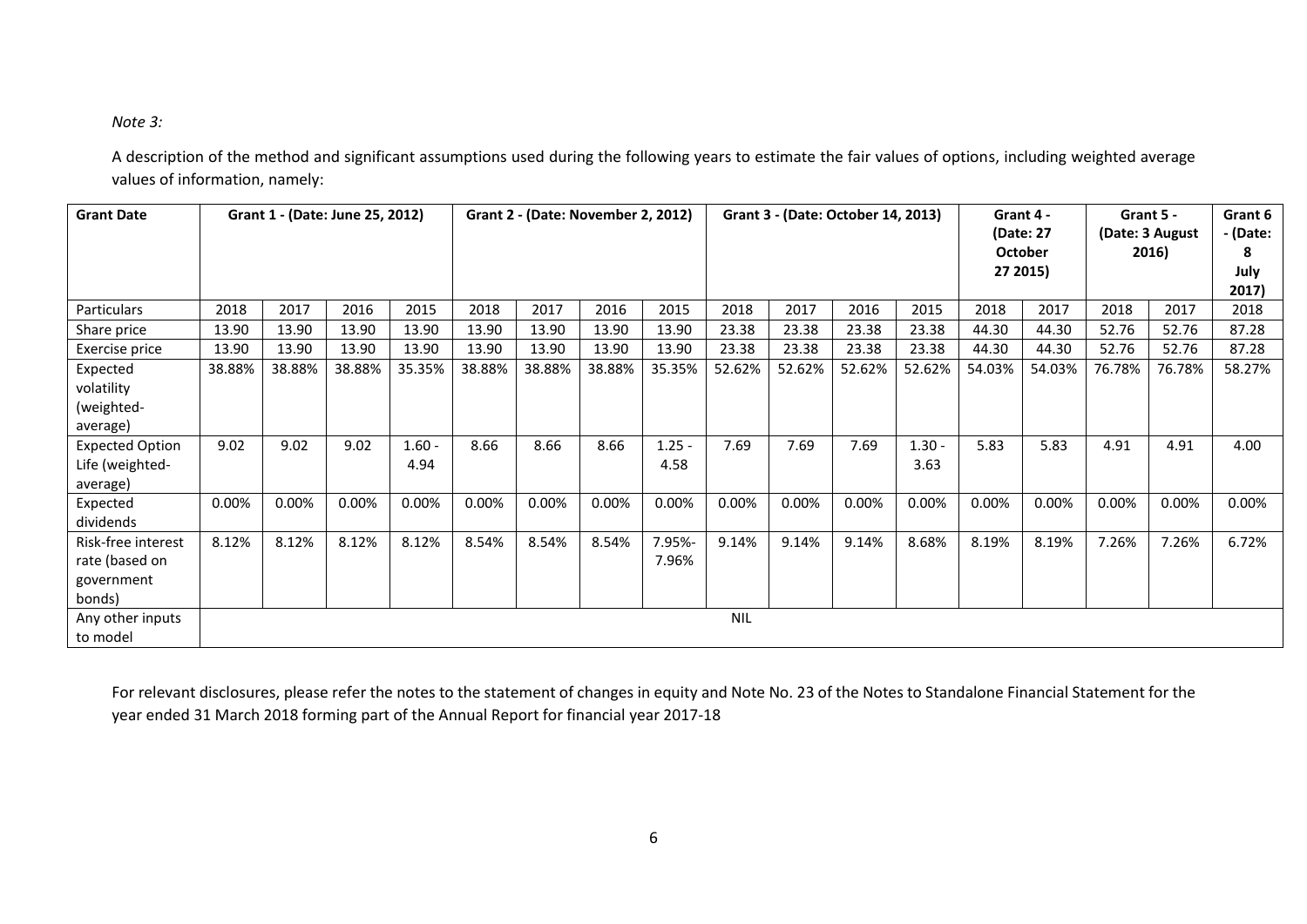*Note 3:*

A description of the method and significant assumptions used during the following years to estimate the fair values of options, including weighted average values of information, namely:

| Grant Date | Grant 1 - (Date: June 25, 2012) | | | | Grant 2 - (Date: November 2, 2012) | | | | Grant 3 - (Date: October 14, 2013) | | | | Grant 4 - (Date: 27 October 27 2015) | | Grant 5 - (Date: 3 August 2016) | | Grant 6 - (Date: 8 July 2017) |
|---|---|---|---|---|---|---|---|---|---|---|---|---|---|---|---|---|---|
| Particulars | 2018 | 2017 | 2016 | 2015 | 2018 | 2017 | 2016 | 2015 | 2018 | 2017 | 2016 | 2015 | 2018 | 2017 | 2018 | 2017 | 2018 |
| Share price | 13.90 | 13.90 | 13.90 | 13.90 | 13.90 | 13.90 | 13.90 | 13.90 | 23.38 | 23.38 | 23.38 | 23.38 | 44.30 | 44.30 | 52.76 | 52.76 | 87.28 |
| Exercise price | 13.90 | 13.90 | 13.90 | 13.90 | 13.90 | 13.90 | 13.90 | 13.90 | 23.38 | 23.38 | 23.38 | 23.38 | 44.30 | 44.30 | 52.76 | 52.76 | 87.28 |
| Expected volatility (weighted-average) | 38.88% | 38.88% | 38.88% | 35.35% | 38.88% | 38.88% | 38.88% | 35.35% | 52.62% | 52.62% | 52.62% | 52.62% | 54.03% | 54.03% | 76.78% | 76.78% | 58.27% |
| Expected Option Life (weighted-average) | 9.02 | 9.02 | 9.02 | 1.60 - 4.94 | 8.66 | 8.66 | 8.66 | 1.25 - 4.58 | 7.69 | 7.69 | 7.69 | 1.30 - 3.63 | 5.83 | 5.83 | 4.91 | 4.91 | 4.00 |
| Expected dividends | 0.00% | 0.00% | 0.00% | 0.00% | 0.00% | 0.00% | 0.00% | 0.00% | 0.00% | 0.00% | 0.00% | 0.00% | 0.00% | 0.00% | 0.00% | 0.00% | 0.00% |
| Risk-free interest rate (based on government bonds) | 8.12% | 8.12% | 8.12% | 8.12% | 8.54% | 8.54% | 8.54% | 7.95%-7.96% | 9.14% | 9.14% | 9.14% | 8.68% | 8.19% | 8.19% | 7.26% | 7.26% | 6.72% |
| Any other inputs to model | NIL | | | | | | | | | | | | | | | | |

For relevant disclosures, please refer the notes to the statement of changes in equity and Note No. 23 of the Notes to Standalone Financial Statement for the year ended 31 March 2018 forming part of the Annual Report for financial year 2017-18